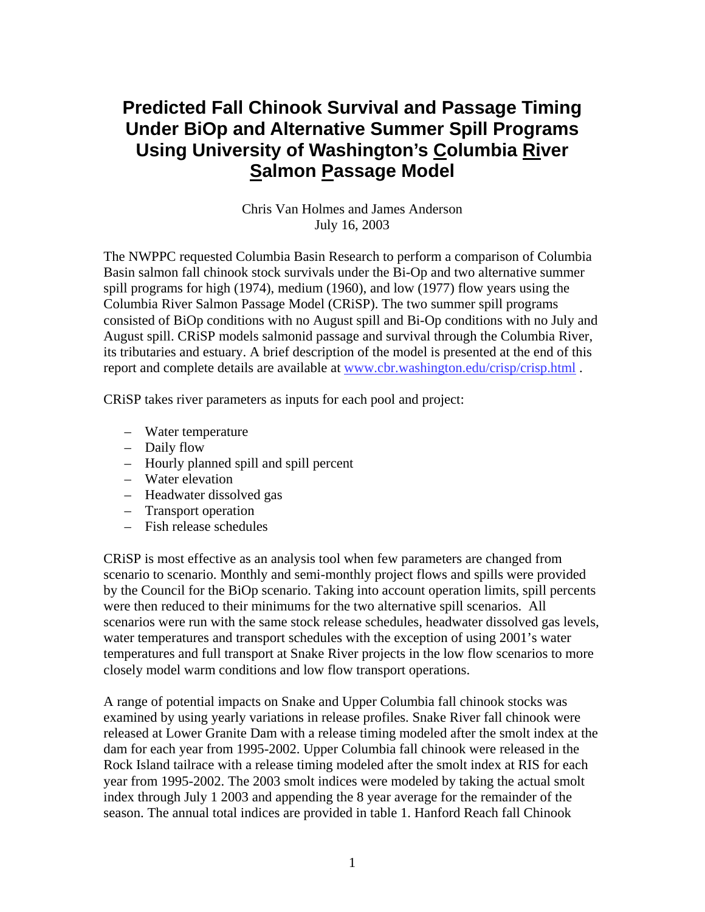# Predicted Fall Chinook Survival and Passage Timing Under BiOp and Alternative Summer Spill Programs Using University of Washington's Columbia River Salmon Passage Model

Chris Van Holmes and James Anderson
July 16, 2003

The NWPPC requested Columbia Basin Research to perform a comparison of Columbia Basin salmon fall chinook stock survivals under the Bi-Op and two alternative summer spill programs for high (1974), medium (1960), and low (1977) flow years using the Columbia River Salmon Passage Model (CRiSP). The two summer spill programs consisted of BiOp conditions with no August spill and Bi-Op conditions with no July and August spill. CRiSP models salmonid passage and survival through the Columbia River, its tributaries and estuary. A brief description of the model is presented at the end of this report and complete details are available at www.cbr.washington.edu/crisp/crisp.html .

CRiSP takes river parameters as inputs for each pool and project:

- Water temperature
- Daily flow
- Hourly planned spill and spill percent
- Water elevation
- Headwater dissolved gas
- Transport operation
- Fish release schedules

CRiSP is most effective as an analysis tool when few parameters are changed from scenario to scenario. Monthly and semi-monthly project flows and spills were provided by the Council for the BiOp scenario. Taking into account operation limits, spill percents were then reduced to their minimums for the two alternative spill scenarios. All scenarios were run with the same stock release schedules, headwater dissolved gas levels, water temperatures and transport schedules with the exception of using 2001's water temperatures and full transport at Snake River projects in the low flow scenarios to more closely model warm conditions and low flow transport operations.

A range of potential impacts on Snake and Upper Columbia fall chinook stocks was examined by using yearly variations in release profiles. Snake River fall chinook were released at Lower Granite Dam with a release timing modeled after the smolt index at the dam for each year from 1995-2002. Upper Columbia fall chinook were released in the Rock Island tailrace with a release timing modeled after the smolt index at RIS for each year from 1995-2002. The 2003 smolt indices were modeled by taking the actual smolt index through July 1 2003 and appending the 8 year average for the remainder of the season. The annual total indices are provided in table 1. Hanford Reach fall Chinook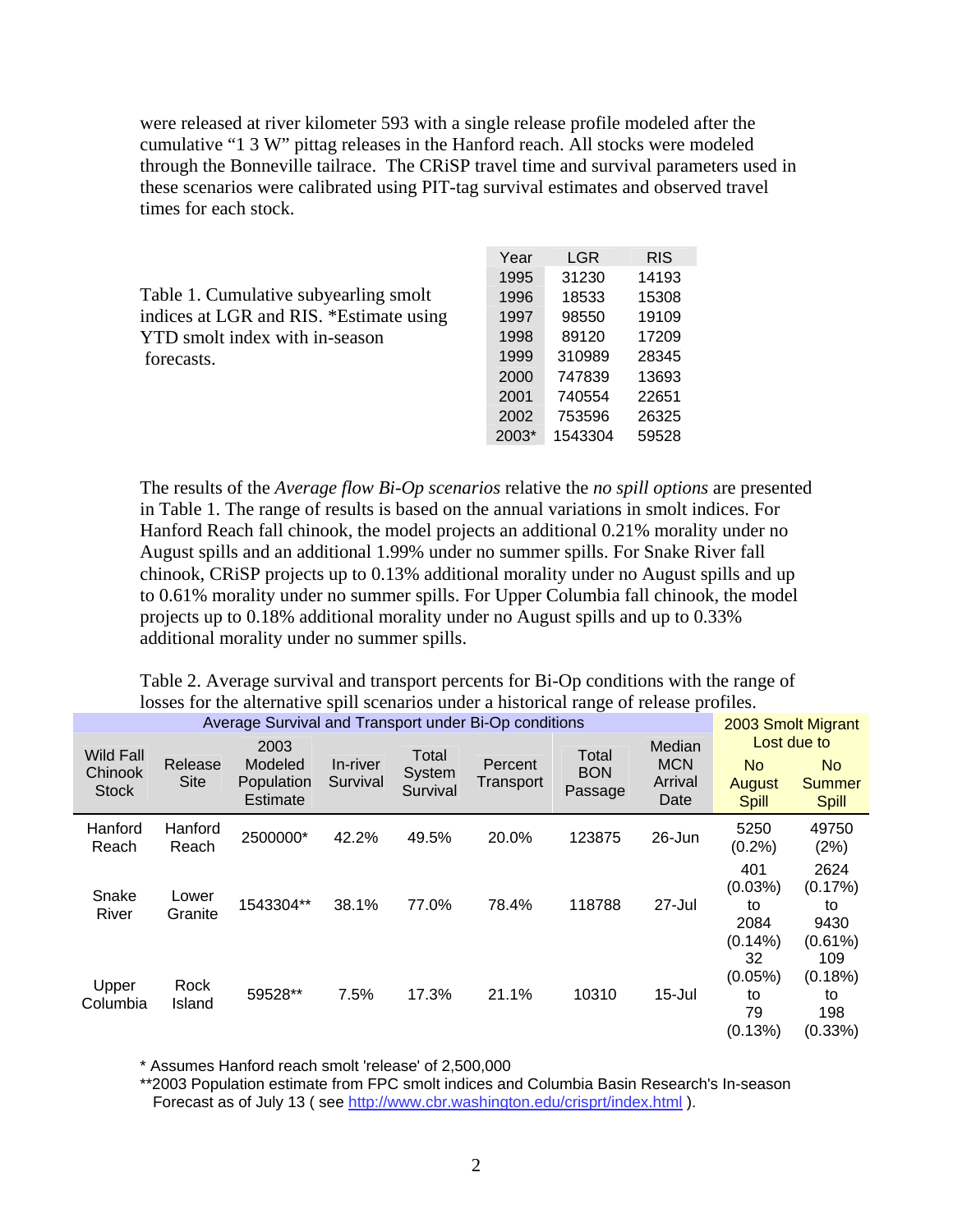were released at river kilometer 593 with a single release profile modeled after the cumulative "1 3 W" pittag releases in the Hanford reach. All stocks were modeled through the Bonneville tailrace. The CRiSP travel time and survival parameters used in these scenarios were calibrated using PIT-tag survival estimates and observed travel times for each stock.

Table 1. Cumulative subyearling smolt indices at LGR and RIS. *Estimate using YTD smolt index with in-season forecasts.

| Year | LGR | RIS |
|---|---|---|
| 1995 | 31230 | 14193 |
| 1996 | 18533 | 15308 |
| 1997 | 98550 | 19109 |
| 1998 | 89120 | 17209 |
| 1999 | 310989 | 28345 |
| 2000 | 747839 | 13693 |
| 2001 | 740554 | 22651 |
| 2002 | 753596 | 26325 |
| 2003* | 1543304 | 59528 |

The results of the *Average flow Bi-Op scenarios* relative the *no spill options* are presented in Table 1. The range of results is based on the annual variations in smolt indices. For Hanford Reach fall chinook, the model projects an additional 0.21% morality under no August spills and an additional 1.99% under no summer spills. For Snake River fall chinook, CRiSP projects up to 0.13% additional morality under no August spills and up to 0.61% morality under no summer spills. For Upper Columbia fall chinook, the model projects up to 0.18% additional morality under no August spills and up to 0.33% additional morality under no summer spills.

Table 2. Average survival and transport percents for Bi-Op conditions with the range of losses for the alternative spill scenarios under a historical range of release profiles.

| Average Survival and Transport under Bi-Op conditions | | | | | | | | 2003 Smolt Migrant Lost due to | |
|---|---|---|---|---|---|---|---|---|---|
| Wild Fall Chinook Stock | Release Site | 2003 Modeled Population Estimate | In-river Survival | Total System Survival | Percent Transport | Total BON Passage | Median MCN Arrival Date | No August Spill | No Summer Spill |
| Hanford Reach | Hanford Reach | 2500000* | 42.2% | 49.5% | 20.0% | 123875 | 26-Jun | 5250 (0.2%) | 49750 (2%) |
| Snake River | Lower Granite | 1543304** | 38.1% | 77.0% | 78.4% | 118788 | 27-Jul | 401 (0.03%) to 2084 (0.14%) | 2624 (0.17%) to 9430 (0.61%) |
| Upper Columbia | Rock Island | 59528** | 7.5% | 17.3% | 21.1% | 10310 | 15-Jul | 32 (0.05%) to 79 (0.13%) | 109 (0.18%) to 198 (0.33%) |

\* Assumes Hanford reach smolt 'release' of 2,500,000

**2003 Population estimate from FPC smolt indices and Columbia Basin Research's In-season Forecast as of July 13 ( see http://www.cbr.washington.edu/crisprt/index.html ).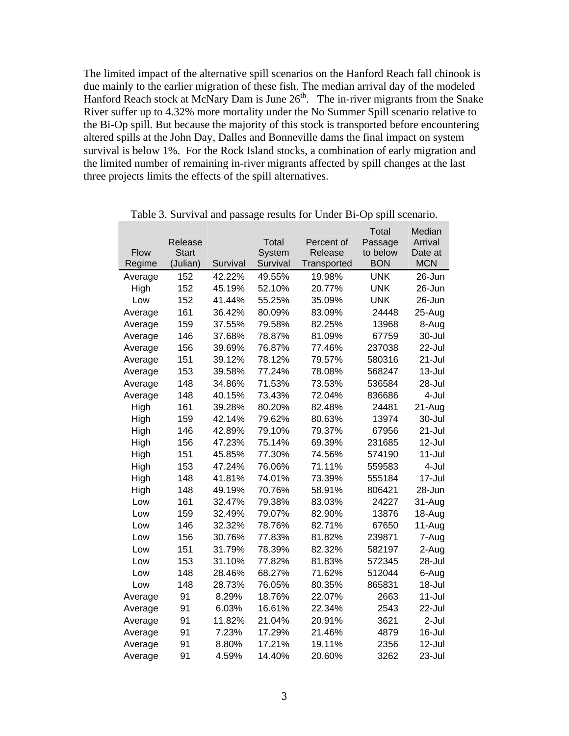The limited impact of the alternative spill scenarios on the Hanford Reach fall chinook is due mainly to the earlier migration of these fish. The median arrival day of the modeled Hanford Reach stock at McNary Dam is June 26th. The in-river migrants from the Snake River suffer up to 4.32% more mortality under the No Summer Spill scenario relative to the Bi-Op spill. But because the majority of this stock is transported before encountering altered spills at the John Day, Dalles and Bonneville dams the final impact on system survival is below 1%. For the Rock Island stocks, a combination of early migration and the limited number of remaining in-river migrants affected by spill changes at the last three projects limits the effects of the spill alternatives.

Table 3. Survival and passage results for Under Bi-Op spill scenario.

| Flow Regime | Release Start (Julian) | Survival | Total System Survival | Percent of Release Transported | Total Passage to below BON | Median Arrival Date at MCN |
|---|---|---|---|---|---|---|
| Average | 152 | 42.22% | 49.55% | 19.98% | UNK | 26-Jun |
| High | 152 | 45.19% | 52.10% | 20.77% | UNK | 26-Jun |
| Low | 152 | 41.44% | 55.25% | 35.09% | UNK | 26-Jun |
| Average | 161 | 36.42% | 80.09% | 83.09% | 24448 | 25-Aug |
| Average | 159 | 37.55% | 79.58% | 82.25% | 13968 | 8-Aug |
| Average | 146 | 37.68% | 78.87% | 81.09% | 67759 | 30-Jul |
| Average | 156 | 39.69% | 76.87% | 77.46% | 237038 | 22-Jul |
| Average | 151 | 39.12% | 78.12% | 79.57% | 580316 | 21-Jul |
| Average | 153 | 39.58% | 77.24% | 78.08% | 568247 | 13-Jul |
| Average | 148 | 34.86% | 71.53% | 73.53% | 536584 | 28-Jul |
| Average | 148 | 40.15% | 73.43% | 72.04% | 836686 | 4-Jul |
| High | 161 | 39.28% | 80.20% | 82.48% | 24481 | 21-Aug |
| High | 159 | 42.14% | 79.62% | 80.63% | 13974 | 30-Jul |
| High | 146 | 42.89% | 79.10% | 79.37% | 67956 | 21-Jul |
| High | 156 | 47.23% | 75.14% | 69.39% | 231685 | 12-Jul |
| High | 151 | 45.85% | 77.30% | 74.56% | 574190 | 11-Jul |
| High | 153 | 47.24% | 76.06% | 71.11% | 559583 | 4-Jul |
| High | 148 | 41.81% | 74.01% | 73.39% | 555184 | 17-Jul |
| High | 148 | 49.19% | 70.76% | 58.91% | 806421 | 28-Jun |
| Low | 161 | 32.47% | 79.38% | 83.03% | 24227 | 31-Aug |
| Low | 159 | 32.49% | 79.07% | 82.90% | 13876 | 18-Aug |
| Low | 146 | 32.32% | 78.76% | 82.71% | 67650 | 11-Aug |
| Low | 156 | 30.76% | 77.83% | 81.82% | 239871 | 7-Aug |
| Low | 151 | 31.79% | 78.39% | 82.32% | 582197 | 2-Aug |
| Low | 153 | 31.10% | 77.82% | 81.83% | 572345 | 28-Jul |
| Low | 148 | 28.46% | 68.27% | 71.62% | 512044 | 6-Aug |
| Low | 148 | 28.73% | 76.05% | 80.35% | 865831 | 18-Jul |
| Average | 91 | 8.29% | 18.76% | 22.07% | 2663 | 11-Jul |
| Average | 91 | 6.03% | 16.61% | 22.34% | 2543 | 22-Jul |
| Average | 91 | 11.82% | 21.04% | 20.91% | 3621 | 2-Jul |
| Average | 91 | 7.23% | 17.29% | 21.46% | 4879 | 16-Jul |
| Average | 91 | 8.80% | 17.21% | 19.11% | 2356 | 12-Jul |
| Average | 91 | 4.59% | 14.40% | 20.60% | 3262 | 23-Jul |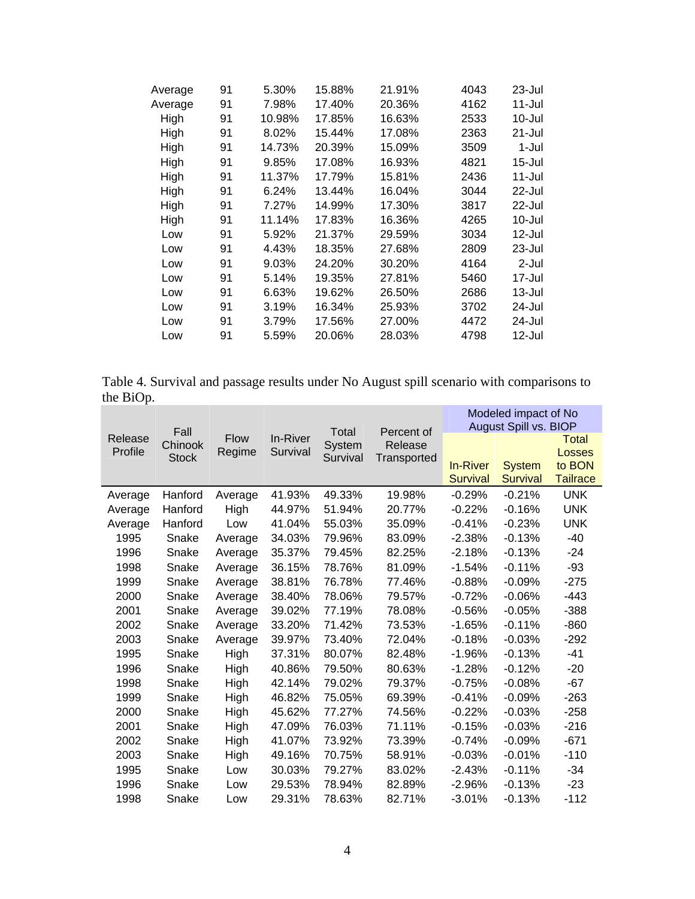| | | | | | | |
|---|---|---|---|---|---|---|
| Average | 91 | 5.30% | 15.88% | 21.91% | 4043 | 23-Jul |
| Average | 91 | 7.98% | 17.40% | 20.36% | 4162 | 11-Jul |
| High | 91 | 10.98% | 17.85% | 16.63% | 2533 | 10-Jul |
| High | 91 | 8.02% | 15.44% | 17.08% | 2363 | 21-Jul |
| High | 91 | 14.73% | 20.39% | 15.09% | 3509 | 1-Jul |
| High | 91 | 9.85% | 17.08% | 16.93% | 4821 | 15-Jul |
| High | 91 | 11.37% | 17.79% | 15.81% | 2436 | 11-Jul |
| High | 91 | 6.24% | 13.44% | 16.04% | 3044 | 22-Jul |
| High | 91 | 7.27% | 14.99% | 17.30% | 3817 | 22-Jul |
| High | 91 | 11.14% | 17.83% | 16.36% | 4265 | 10-Jul |
| Low | 91 | 5.92% | 21.37% | 29.59% | 3034 | 12-Jul |
| Low | 91 | 4.43% | 18.35% | 27.68% | 2809 | 23-Jul |
| Low | 91 | 9.03% | 24.20% | 30.20% | 4164 | 2-Jul |
| Low | 91 | 5.14% | 19.35% | 27.81% | 5460 | 17-Jul |
| Low | 91 | 6.63% | 19.62% | 26.50% | 2686 | 13-Jul |
| Low | 91 | 3.19% | 16.34% | 25.93% | 3702 | 24-Jul |
| Low | 91 | 3.79% | 17.56% | 27.00% | 4472 | 24-Jul |
| Low | 91 | 5.59% | 20.06% | 28.03% | 4798 | 12-Jul |

Table 4. Survival and passage results under No August spill scenario with comparisons to the BiOp.

| Release Profile | Fall Chinook Stock | Flow Regime | In-River Survival | Total System Survival | Percent of Release Transported | Modeled impact of No August Spill vs. BIOP | | |
|---|---|---|---|---|---|---|---|---|
| | | | | | | In-River Survival | System Survival | Total Losses to BON Tailrace |
| Average | Hanford | Average | 41.93% | 49.33% | 19.98% | -0.29% | -0.21% | UNK |
| Average | Hanford | High | 44.97% | 51.94% | 20.77% | -0.22% | -0.16% | UNK |
| Average | Hanford | Low | 41.04% | 55.03% | 35.09% | -0.41% | -0.23% | UNK |
| 1995 | Snake | Average | 34.03% | 79.96% | 83.09% | -2.38% | -0.13% | -40 |
| 1996 | Snake | Average | 35.37% | 79.45% | 82.25% | -2.18% | -0.13% | -24 |
| 1998 | Snake | Average | 36.15% | 78.76% | 81.09% | -1.54% | -0.11% | -93 |
| 1999 | Snake | Average | 38.81% | 76.78% | 77.46% | -0.88% | -0.09% | -275 |
| 2000 | Snake | Average | 38.40% | 78.06% | 79.57% | -0.72% | -0.06% | -443 |
| 2001 | Snake | Average | 39.02% | 77.19% | 78.08% | -0.56% | -0.05% | -388 |
| 2002 | Snake | Average | 33.20% | 71.42% | 73.53% | -1.65% | -0.11% | -860 |
| 2003 | Snake | Average | 39.97% | 73.40% | 72.04% | -0.18% | -0.03% | -292 |
| 1995 | Snake | High | 37.31% | 80.07% | 82.48% | -1.96% | -0.13% | -41 |
| 1996 | Snake | High | 40.86% | 79.50% | 80.63% | -1.28% | -0.12% | -20 |
| 1998 | Snake | High | 42.14% | 79.02% | 79.37% | -0.75% | -0.08% | -67 |
| 1999 | Snake | High | 46.82% | 75.05% | 69.39% | -0.41% | -0.09% | -263 |
| 2000 | Snake | High | 45.62% | 77.27% | 74.56% | -0.22% | -0.03% | -258 |
| 2001 | Snake | High | 47.09% | 76.03% | 71.11% | -0.15% | -0.03% | -216 |
| 2002 | Snake | High | 41.07% | 73.92% | 73.39% | -0.74% | -0.09% | -671 |
| 2003 | Snake | High | 49.16% | 70.75% | 58.91% | -0.03% | -0.01% | -110 |
| 1995 | Snake | Low | 30.03% | 79.27% | 83.02% | -2.43% | -0.11% | -34 |
| 1996 | Snake | Low | 29.53% | 78.94% | 82.89% | -2.96% | -0.13% | -23 |
| 1998 | Snake | Low | 29.31% | 78.63% | 82.71% | -3.01% | -0.13% | -112 |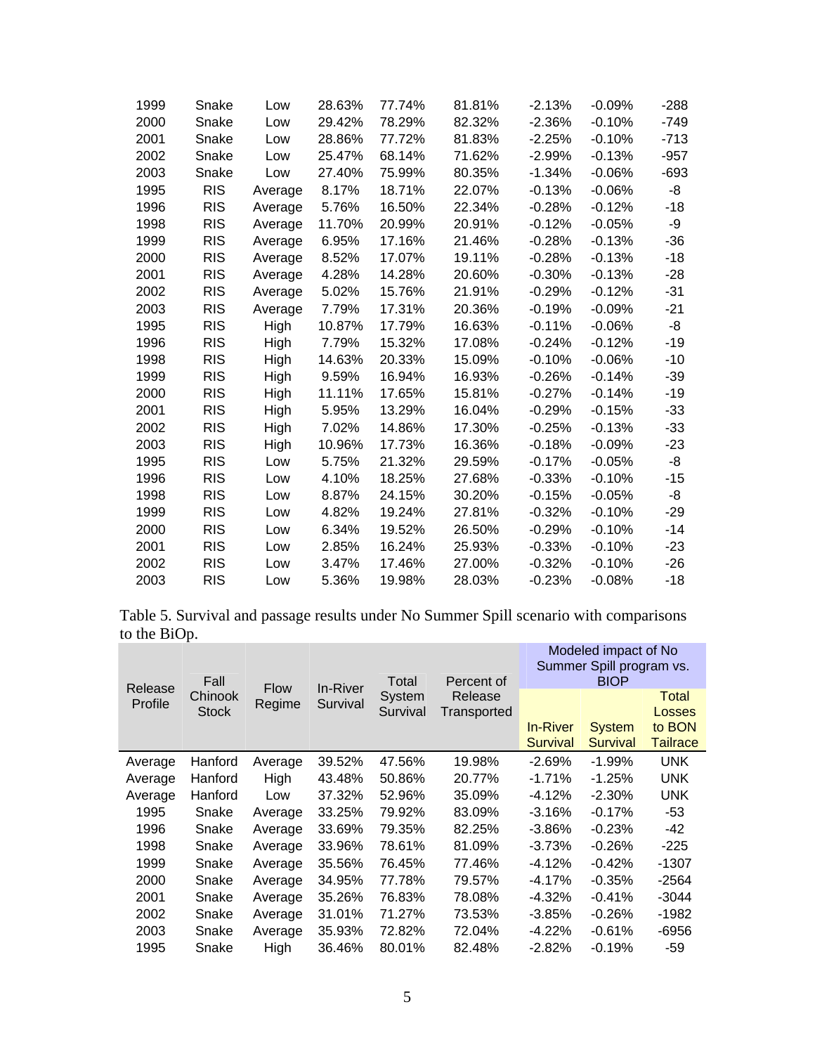| | | | | | | | | |
|---|---|---|---|---|---|---|---|---|
| 1999 | Snake | Low | 28.63% | 77.74% | 81.81% | -2.13% | -0.09% | -288 |
| 2000 | Snake | Low | 29.42% | 78.29% | 82.32% | -2.36% | -0.10% | -749 |
| 2001 | Snake | Low | 28.86% | 77.72% | 81.83% | -2.25% | -0.10% | -713 |
| 2002 | Snake | Low | 25.47% | 68.14% | 71.62% | -2.99% | -0.13% | -957 |
| 2003 | Snake | Low | 27.40% | 75.99% | 80.35% | -1.34% | -0.06% | -693 |
| 1995 | RIS | Average | 8.17% | 18.71% | 22.07% | -0.13% | -0.06% | -8 |
| 1996 | RIS | Average | 5.76% | 16.50% | 22.34% | -0.28% | -0.12% | -18 |
| 1998 | RIS | Average | 11.70% | 20.99% | 20.91% | -0.12% | -0.05% | -9 |
| 1999 | RIS | Average | 6.95% | 17.16% | 21.46% | -0.28% | -0.13% | -36 |
| 2000 | RIS | Average | 8.52% | 17.07% | 19.11% | -0.28% | -0.13% | -18 |
| 2001 | RIS | Average | 4.28% | 14.28% | 20.60% | -0.30% | -0.13% | -28 |
| 2002 | RIS | Average | 5.02% | 15.76% | 21.91% | -0.29% | -0.12% | -31 |
| 2003 | RIS | Average | 7.79% | 17.31% | 20.36% | -0.19% | -0.09% | -21 |
| 1995 | RIS | High | 10.87% | 17.79% | 16.63% | -0.11% | -0.06% | -8 |
| 1996 | RIS | High | 7.79% | 15.32% | 17.08% | -0.24% | -0.12% | -19 |
| 1998 | RIS | High | 14.63% | 20.33% | 15.09% | -0.10% | -0.06% | -10 |
| 1999 | RIS | High | 9.59% | 16.94% | 16.93% | -0.26% | -0.14% | -39 |
| 2000 | RIS | High | 11.11% | 17.65% | 15.81% | -0.27% | -0.14% | -19 |
| 2001 | RIS | High | 5.95% | 13.29% | 16.04% | -0.29% | -0.15% | -33 |
| 2002 | RIS | High | 7.02% | 14.86% | 17.30% | -0.25% | -0.13% | -33 |
| 2003 | RIS | High | 10.96% | 17.73% | 16.36% | -0.18% | -0.09% | -23 |
| 1995 | RIS | Low | 5.75% | 21.32% | 29.59% | -0.17% | -0.05% | -8 |
| 1996 | RIS | Low | 4.10% | 18.25% | 27.68% | -0.33% | -0.10% | -15 |
| 1998 | RIS | Low | 8.87% | 24.15% | 30.20% | -0.15% | -0.05% | -8 |
| 1999 | RIS | Low | 4.82% | 19.24% | 27.81% | -0.32% | -0.10% | -29 |
| 2000 | RIS | Low | 6.34% | 19.52% | 26.50% | -0.29% | -0.10% | -14 |
| 2001 | RIS | Low | 2.85% | 16.24% | 25.93% | -0.33% | -0.10% | -23 |
| 2002 | RIS | Low | 3.47% | 17.46% | 27.00% | -0.32% | -0.10% | -26 |
| 2003 | RIS | Low | 5.36% | 19.98% | 28.03% | -0.23% | -0.08% | -18 |

Table 5. Survival and passage results under No Summer Spill scenario with comparisons to the BiOp.

| Release Profile | Fall Chinook Stock | Flow Regime | In-River Survival | Total System Survival | Percent of Release Transported | Modeled impact of No Summer Spill program vs. BIOP | | |
|---|---|---|---|---|---|---|---|---|
| | | | | | | In-River Survival | System Survival | Total Losses to BON Tailrace |
| Average | Hanford | Average | 39.52% | 47.56% | 19.98% | -2.69% | -1.99% | UNK |
| Average | Hanford | High | 43.48% | 50.86% | 20.77% | -1.71% | -1.25% | UNK |
| Average | Hanford | Low | 37.32% | 52.96% | 35.09% | -4.12% | -2.30% | UNK |
| 1995 | Snake | Average | 33.25% | 79.92% | 83.09% | -3.16% | -0.17% | -53 |
| 1996 | Snake | Average | 33.69% | 79.35% | 82.25% | -3.86% | -0.23% | -42 |
| 1998 | Snake | Average | 33.96% | 78.61% | 81.09% | -3.73% | -0.26% | -225 |
| 1999 | Snake | Average | 35.56% | 76.45% | 77.46% | -4.12% | -0.42% | -1307 |
| 2000 | Snake | Average | 34.95% | 77.78% | 79.57% | -4.17% | -0.35% | -2564 |
| 2001 | Snake | Average | 35.26% | 76.83% | 78.08% | -4.32% | -0.41% | -3044 |
| 2002 | Snake | Average | 31.01% | 71.27% | 73.53% | -3.85% | -0.26% | -1982 |
| 2003 | Snake | Average | 35.93% | 72.82% | 72.04% | -4.22% | -0.61% | -6956 |
| 1995 | Snake | High | 36.46% | 80.01% | 82.48% | -2.82% | -0.19% | -59 |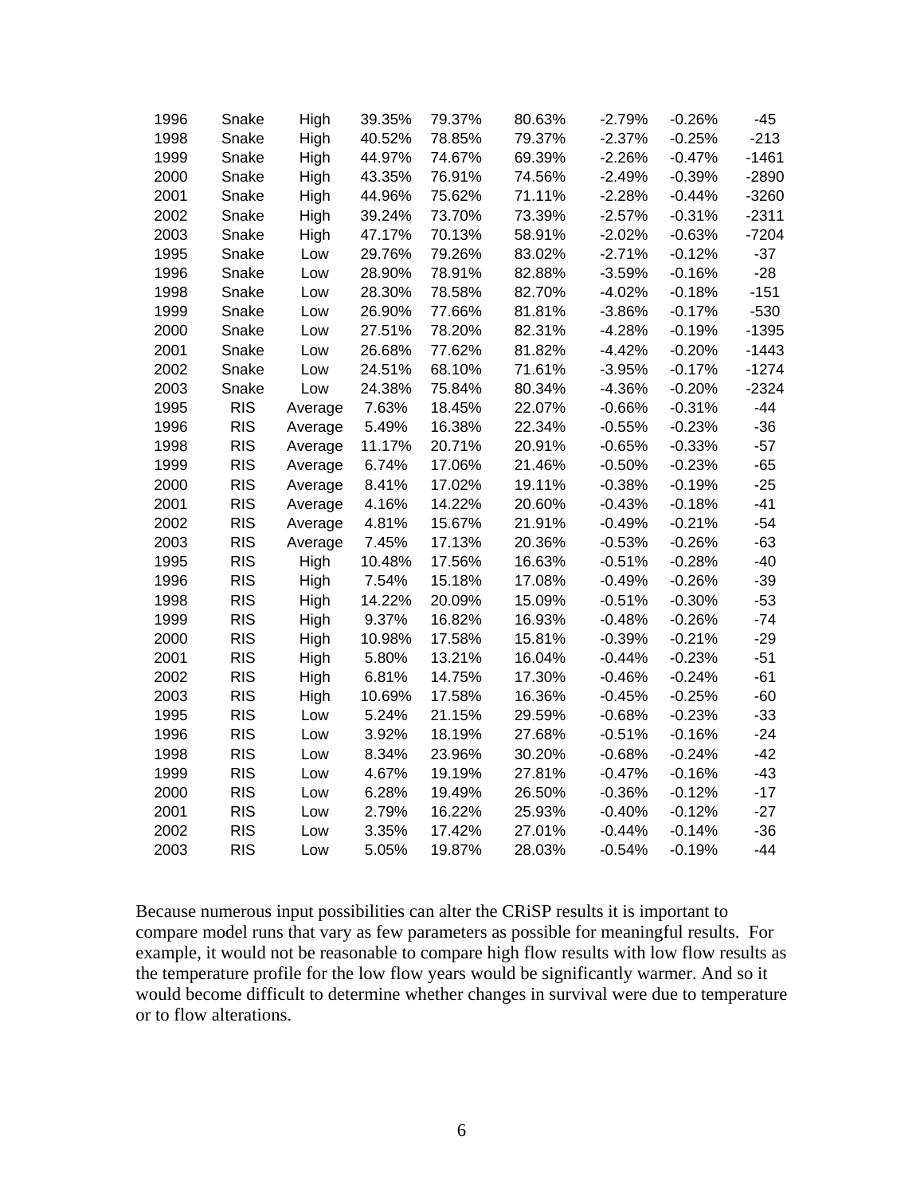| | | | | | | | | |
|---|---|---|---|---|---|---|---|---|
| 1996 | Snake | High | 39.35% | 79.37% | 80.63% | -2.79% | -0.26% | -45 |
| 1998 | Snake | High | 40.52% | 78.85% | 79.37% | -2.37% | -0.25% | -213 |
| 1999 | Snake | High | 44.97% | 74.67% | 69.39% | -2.26% | -0.47% | -1461 |
| 2000 | Snake | High | 43.35% | 76.91% | 74.56% | -2.49% | -0.39% | -2890 |
| 2001 | Snake | High | 44.96% | 75.62% | 71.11% | -2.28% | -0.44% | -3260 |
| 2002 | Snake | High | 39.24% | 73.70% | 73.39% | -2.57% | -0.31% | -2311 |
| 2003 | Snake | High | 47.17% | 70.13% | 58.91% | -2.02% | -0.63% | -7204 |
| 1995 | Snake | Low | 29.76% | 79.26% | 83.02% | -2.71% | -0.12% | -37 |
| 1996 | Snake | Low | 28.90% | 78.91% | 82.88% | -3.59% | -0.16% | -28 |
| 1998 | Snake | Low | 28.30% | 78.58% | 82.70% | -4.02% | -0.18% | -151 |
| 1999 | Snake | Low | 26.90% | 77.66% | 81.81% | -3.86% | -0.17% | -530 |
| 2000 | Snake | Low | 27.51% | 78.20% | 82.31% | -4.28% | -0.19% | -1395 |
| 2001 | Snake | Low | 26.68% | 77.62% | 81.82% | -4.42% | -0.20% | -1443 |
| 2002 | Snake | Low | 24.51% | 68.10% | 71.61% | -3.95% | -0.17% | -1274 |
| 2003 | Snake | Low | 24.38% | 75.84% | 80.34% | -4.36% | -0.20% | -2324 |
| 1995 | RIS | Average | 7.63% | 18.45% | 22.07% | -0.66% | -0.31% | -44 |
| 1996 | RIS | Average | 5.49% | 16.38% | 22.34% | -0.55% | -0.23% | -36 |
| 1998 | RIS | Average | 11.17% | 20.71% | 20.91% | -0.65% | -0.33% | -57 |
| 1999 | RIS | Average | 6.74% | 17.06% | 21.46% | -0.50% | -0.23% | -65 |
| 2000 | RIS | Average | 8.41% | 17.02% | 19.11% | -0.38% | -0.19% | -25 |
| 2001 | RIS | Average | 4.16% | 14.22% | 20.60% | -0.43% | -0.18% | -41 |
| 2002 | RIS | Average | 4.81% | 15.67% | 21.91% | -0.49% | -0.21% | -54 |
| 2003 | RIS | Average | 7.45% | 17.13% | 20.36% | -0.53% | -0.26% | -63 |
| 1995 | RIS | High | 10.48% | 17.56% | 16.63% | -0.51% | -0.28% | -40 |
| 1996 | RIS | High | 7.54% | 15.18% | 17.08% | -0.49% | -0.26% | -39 |
| 1998 | RIS | High | 14.22% | 20.09% | 15.09% | -0.51% | -0.30% | -53 |
| 1999 | RIS | High | 9.37% | 16.82% | 16.93% | -0.48% | -0.26% | -74 |
| 2000 | RIS | High | 10.98% | 17.58% | 15.81% | -0.39% | -0.21% | -29 |
| 2001 | RIS | High | 5.80% | 13.21% | 16.04% | -0.44% | -0.23% | -51 |
| 2002 | RIS | High | 6.81% | 14.75% | 17.30% | -0.46% | -0.24% | -61 |
| 2003 | RIS | High | 10.69% | 17.58% | 16.36% | -0.45% | -0.25% | -60 |
| 1995 | RIS | Low | 5.24% | 21.15% | 29.59% | -0.68% | -0.23% | -33 |
| 1996 | RIS | Low | 3.92% | 18.19% | 27.68% | -0.51% | -0.16% | -24 |
| 1998 | RIS | Low | 8.34% | 23.96% | 30.20% | -0.68% | -0.24% | -42 |
| 1999 | RIS | Low | 4.67% | 19.19% | 27.81% | -0.47% | -0.16% | -43 |
| 2000 | RIS | Low | 6.28% | 19.49% | 26.50% | -0.36% | -0.12% | -17 |
| 2001 | RIS | Low | 2.79% | 16.22% | 25.93% | -0.40% | -0.12% | -27 |
| 2002 | RIS | Low | 3.35% | 17.42% | 27.01% | -0.44% | -0.14% | -36 |
| 2003 | RIS | Low | 5.05% | 19.87% | 28.03% | -0.54% | -0.19% | -44 |

Because numerous input possibilities can alter the CRiSP results it is important to compare model runs that vary as few parameters as possible for meaningful results. For example, it would not be reasonable to compare high flow results with low flow results as the temperature profile for the low flow years would be significantly warmer. And so it would become difficult to determine whether changes in survival were due to temperature or to flow alterations.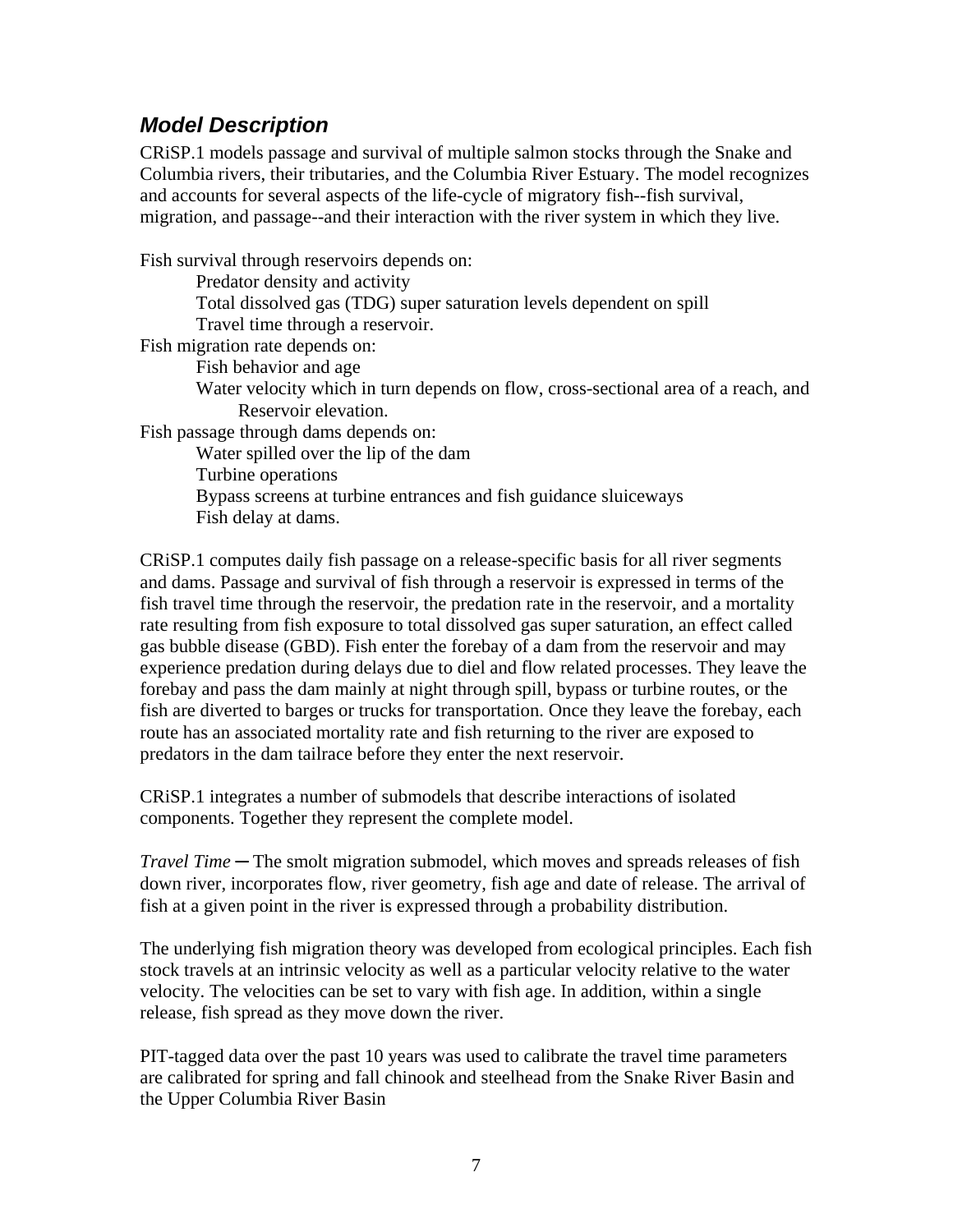## *Model Description*

CRiSP.1 models passage and survival of multiple salmon stocks through the Snake and Columbia rivers, their tributaries, and the Columbia River Estuary. The model recognizes and accounts for several aspects of the life-cycle of migratory fish--fish survival, migration, and passage--and their interaction with the river system in which they live.

Fish survival through reservoirs depends on:
- Predator density and activity
- Total dissolved gas (TDG) super saturation levels dependent on spill
- Travel time through a reservoir.

Fish migration rate depends on:
- Fish behavior and age
- Water velocity which in turn depends on flow, cross-sectional area of a reach, and Reservoir elevation.

Fish passage through dams depends on:
- Water spilled over the lip of the dam
- Turbine operations
- Bypass screens at turbine entrances and fish guidance sluiceways
- Fish delay at dams.

CRiSP.1 computes daily fish passage on a release-specific basis for all river segments and dams. Passage and survival of fish through a reservoir is expressed in terms of the fish travel time through the reservoir, the predation rate in the reservoir, and a mortality rate resulting from fish exposure to total dissolved gas super saturation, an effect called gas bubble disease (GBD). Fish enter the forebay of a dam from the reservoir and may experience predation during delays due to diel and flow related processes. They leave the forebay and pass the dam mainly at night through spill, bypass or turbine routes, or the fish are diverted to barges or trucks for transportation. Once they leave the forebay, each route has an associated mortality rate and fish returning to the river are exposed to predators in the dam tailrace before they enter the next reservoir.

CRiSP.1 integrates a number of submodels that describe interactions of isolated components. Together they represent the complete model.

*Travel Time* ─ The smolt migration submodel, which moves and spreads releases of fish down river, incorporates flow, river geometry, fish age and date of release. The arrival of fish at a given point in the river is expressed through a probability distribution.

The underlying fish migration theory was developed from ecological principles. Each fish stock travels at an intrinsic velocity as well as a particular velocity relative to the water velocity. The velocities can be set to vary with fish age. In addition, within a single release, fish spread as they move down the river.

PIT-tagged data over the past 10 years was used to calibrate the travel time parameters are calibrated for spring and fall chinook and steelhead from the Snake River Basin and the Upper Columbia River Basin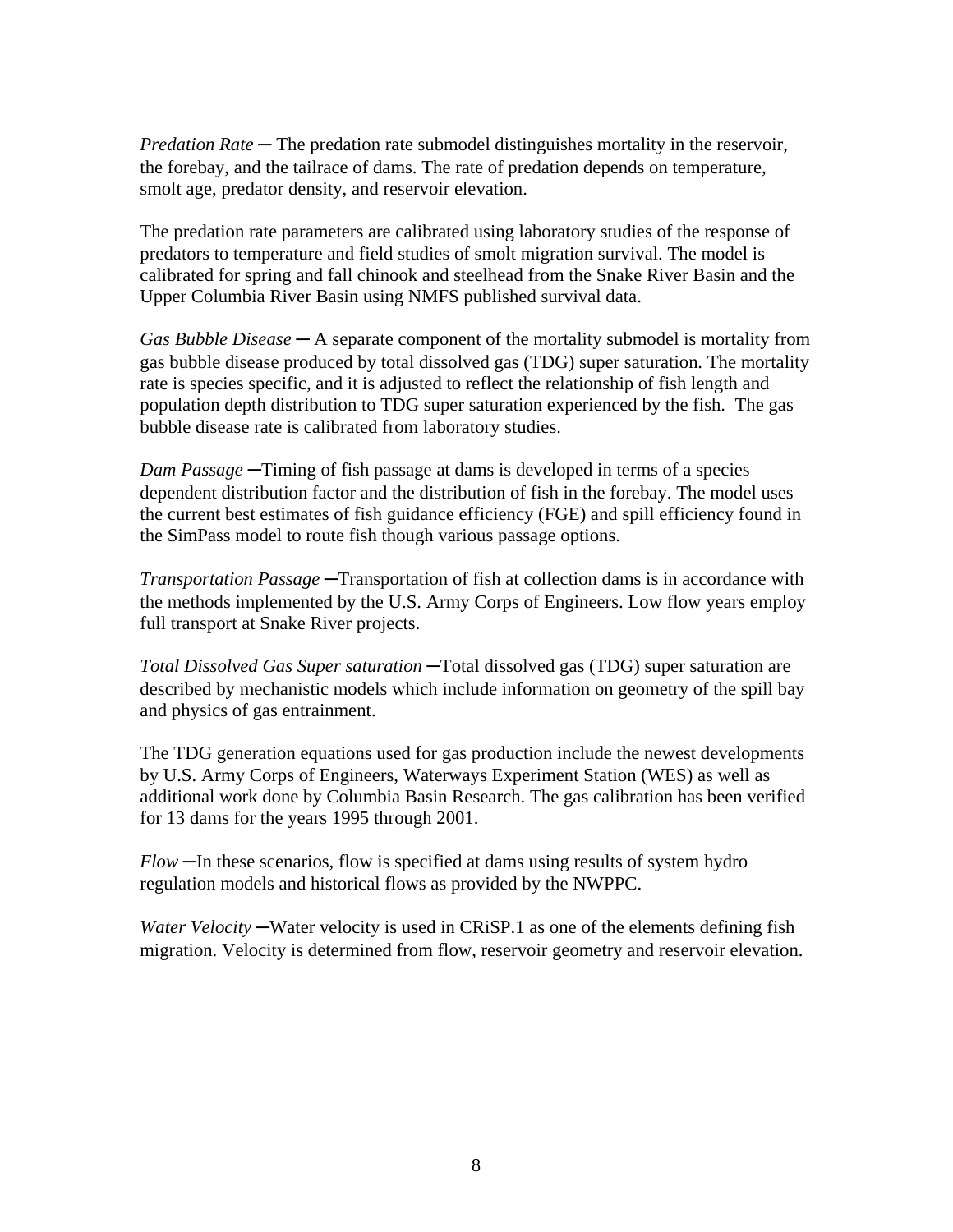*Predation Rate* ─ The predation rate submodel distinguishes mortality in the reservoir, the forebay, and the tailrace of dams. The rate of predation depends on temperature, smolt age, predator density, and reservoir elevation.

The predation rate parameters are calibrated using laboratory studies of the response of predators to temperature and field studies of smolt migration survival. The model is calibrated for spring and fall chinook and steelhead from the Snake River Basin and the Upper Columbia River Basin using NMFS published survival data.

*Gas Bubble Disease* ─ A separate component of the mortality submodel is mortality from gas bubble disease produced by total dissolved gas (TDG) super saturation. The mortality rate is species specific, and it is adjusted to reflect the relationship of fish length and population depth distribution to TDG super saturation experienced by the fish. The gas bubble disease rate is calibrated from laboratory studies.

*Dam Passage* ─Timing of fish passage at dams is developed in terms of a species dependent distribution factor and the distribution of fish in the forebay. The model uses the current best estimates of fish guidance efficiency (FGE) and spill efficiency found in the SimPass model to route fish though various passage options.

*Transportation Passage* ─Transportation of fish at collection dams is in accordance with the methods implemented by the U.S. Army Corps of Engineers. Low flow years employ full transport at Snake River projects.

*Total Dissolved Gas Super saturation* ─Total dissolved gas (TDG) super saturation are described by mechanistic models which include information on geometry of the spill bay and physics of gas entrainment.

The TDG generation equations used for gas production include the newest developments by U.S. Army Corps of Engineers, Waterways Experiment Station (WES) as well as additional work done by Columbia Basin Research. The gas calibration has been verified for 13 dams for the years 1995 through 2001.

*Flow* ─In these scenarios, flow is specified at dams using results of system hydro regulation models and historical flows as provided by the NWPPC.

*Water Velocity* ─Water velocity is used in CRiSP.1 as one of the elements defining fish migration. Velocity is determined from flow, reservoir geometry and reservoir elevation.